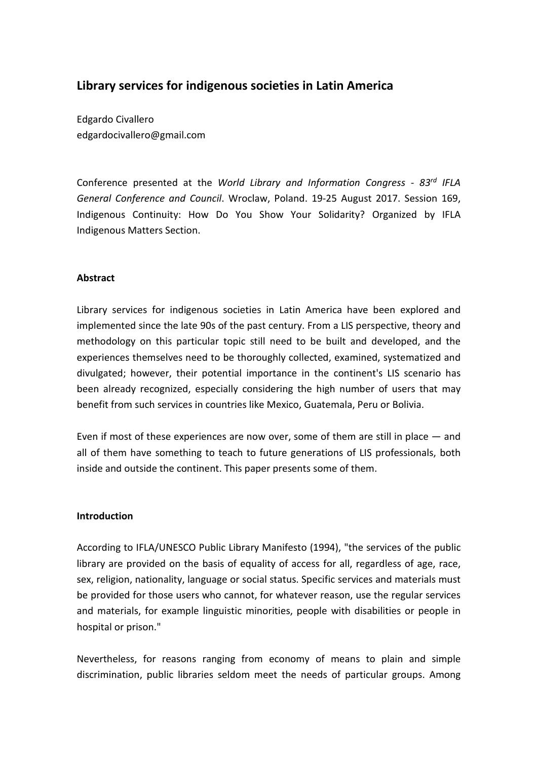# Library services for indigenous societies in Latin America

Edgardo Civallero
edgardocivallero@gmail.com

Conference presented at the *World Library and Information Congress - 83rd IFLA General Conference and Council*. Wroclaw, Poland. 19-25 August 2017. Session 169, Indigenous Continuity: How Do You Show Your Solidarity? Organized by IFLA Indigenous Matters Section.

## Abstract

Library services for indigenous societies in Latin America have been explored and implemented since the late 90s of the past century. From a LIS perspective, theory and methodology on this particular topic still need to be built and developed, and the experiences themselves need to be thoroughly collected, examined, systematized and divulgated; however, their potential importance in the continent's LIS scenario has been already recognized, especially considering the high number of users that may benefit from such services in countries like Mexico, Guatemala, Peru or Bolivia.

Even if most of these experiences are now over, some of them are still in place — and all of them have something to teach to future generations of LIS professionals, both inside and outside the continent. This paper presents some of them.

## Introduction

According to IFLA/UNESCO Public Library Manifesto (1994), "the services of the public library are provided on the basis of equality of access for all, regardless of age, race, sex, religion, nationality, language or social status. Specific services and materials must be provided for those users who cannot, for whatever reason, use the regular services and materials, for example linguistic minorities, people with disabilities or people in hospital or prison."

Nevertheless, for reasons ranging from economy of means to plain and simple discrimination, public libraries seldom meet the needs of particular groups. Among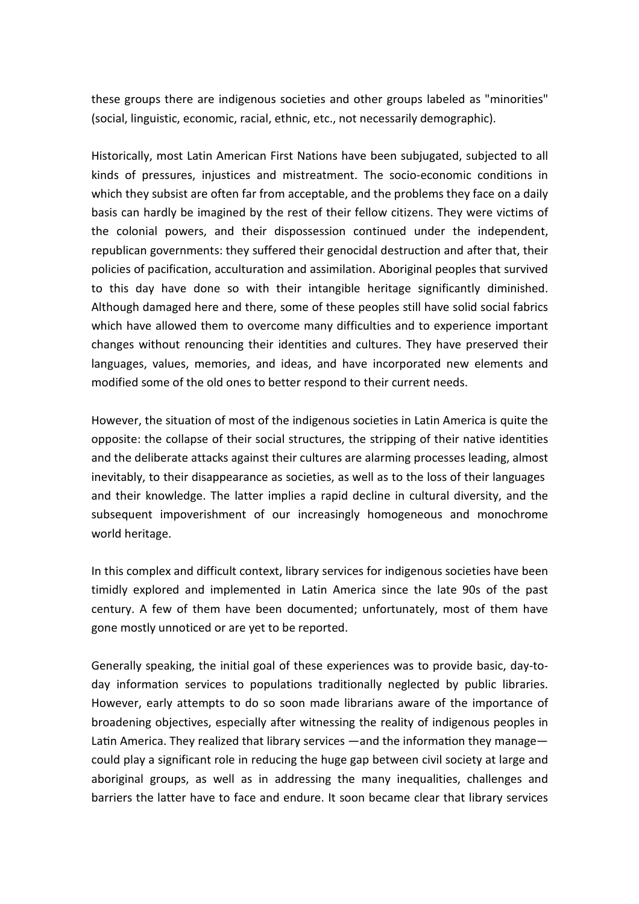these groups there are indigenous societies and other groups labeled as "minorities" (social, linguistic, economic, racial, ethnic, etc., not necessarily demographic).

Historically, most Latin American First Nations have been subjugated, subjected to all kinds of pressures, injustices and mistreatment. The socio-economic conditions in which they subsist are often far from acceptable, and the problems they face on a daily basis can hardly be imagined by the rest of their fellow citizens. They were victims of the colonial powers, and their dispossession continued under the independent, republican governments: they suffered their genocidal destruction and after that, their policies of pacification, acculturation and assimilation. Aboriginal peoples that survived to this day have done so with their intangible heritage significantly diminished. Although damaged here and there, some of these peoples still have solid social fabrics which have allowed them to overcome many difficulties and to experience important changes without renouncing their identities and cultures. They have preserved their languages, values, memories, and ideas, and have incorporated new elements and modified some of the old ones to better respond to their current needs.

However, the situation of most of the indigenous societies in Latin America is quite the opposite: the collapse of their social structures, the stripping of their native identities and the deliberate attacks against their cultures are alarming processes leading, almost inevitably, to their disappearance as societies, as well as to the loss of their languages and their knowledge. The latter implies a rapid decline in cultural diversity, and the subsequent impoverishment of our increasingly homogeneous and monochrome world heritage.

In this complex and difficult context, library services for indigenous societies have been timidly explored and implemented in Latin America since the late 90s of the past century. A few of them have been documented; unfortunately, most of them have gone mostly unnoticed or are yet to be reported.

Generally speaking, the initial goal of these experiences was to provide basic, day-to-day information services to populations traditionally neglected by public libraries. However, early attempts to do so soon made librarians aware of the importance of broadening objectives, especially after witnessing the reality of indigenous peoples in Latin America. They realized that library services —and the information they manage— could play a significant role in reducing the huge gap between civil society at large and aboriginal groups, as well as in addressing the many inequalities, challenges and barriers the latter have to face and endure. It soon became clear that library services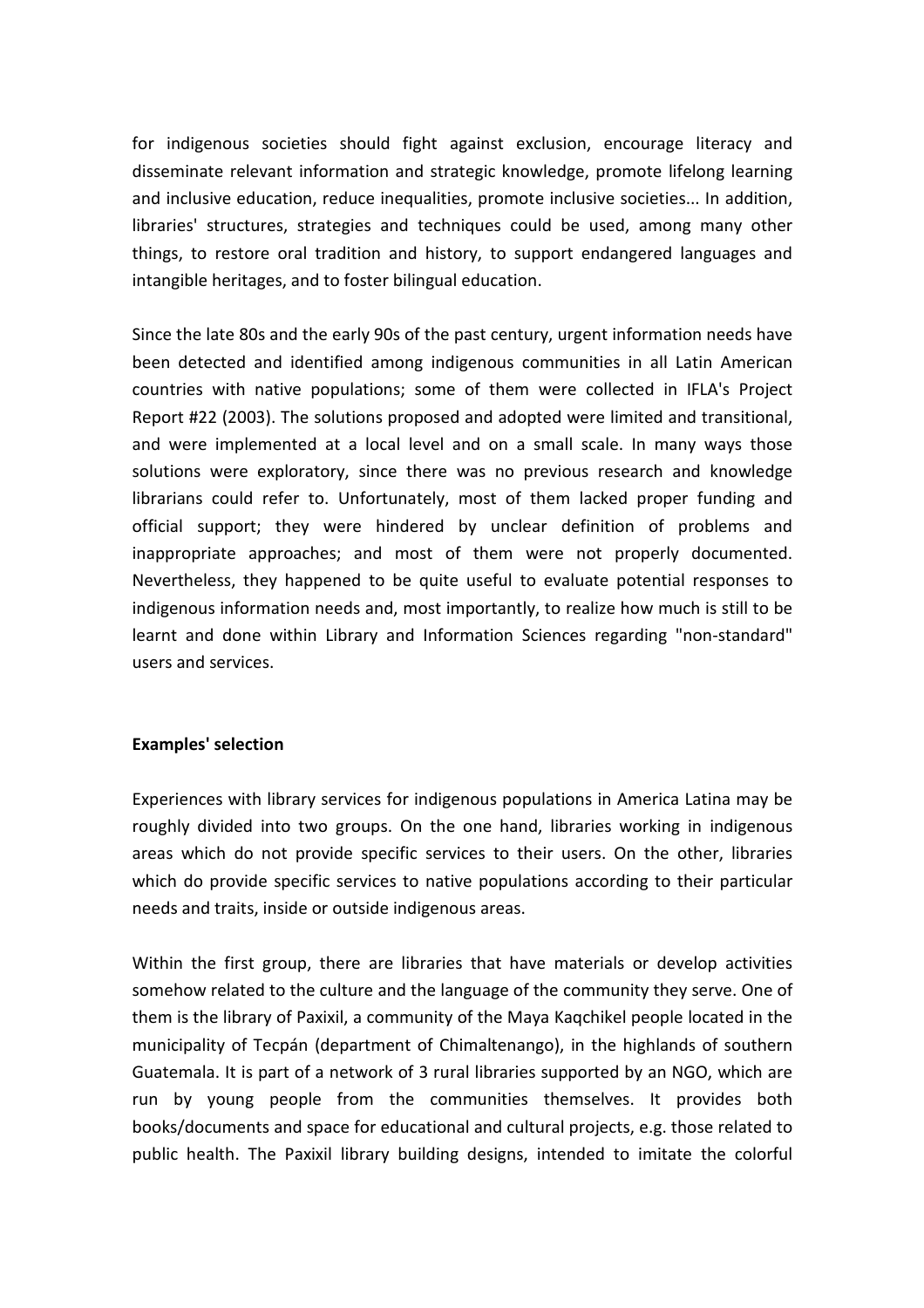for indigenous societies should fight against exclusion, encourage literacy and disseminate relevant information and strategic knowledge, promote lifelong learning and inclusive education, reduce inequalities, promote inclusive societies... In addition, libraries' structures, strategies and techniques could be used, among many other things, to restore oral tradition and history, to support endangered languages and intangible heritages, and to foster bilingual education.

Since the late 80s and the early 90s of the past century, urgent information needs have been detected and identified among indigenous communities in all Latin American countries with native populations; some of them were collected in IFLA's Project Report #22 (2003). The solutions proposed and adopted were limited and transitional, and were implemented at a local level and on a small scale. In many ways those solutions were exploratory, since there was no previous research and knowledge librarians could refer to. Unfortunately, most of them lacked proper funding and official support; they were hindered by unclear definition of problems and inappropriate approaches; and most of them were not properly documented. Nevertheless, they happened to be quite useful to evaluate potential responses to indigenous information needs and, most importantly, to realize how much is still to be learnt and done within Library and Information Sciences regarding "non-standard" users and services.

**Examples' selection**

Experiences with library services for indigenous populations in America Latina may be roughly divided into two groups. On the one hand, libraries working in indigenous areas which do not provide specific services to their users. On the other, libraries which do provide specific services to native populations according to their particular needs and traits, inside or outside indigenous areas.

Within the first group, there are libraries that have materials or develop activities somehow related to the culture and the language of the community they serve. One of them is the library of Paxixil, a community of the Maya Kaqchikel people located in the municipality of Tecpán (department of Chimaltenango), in the highlands of southern Guatemala. It is part of a network of 3 rural libraries supported by an NGO, which are run by young people from the communities themselves. It provides both books/documents and space for educational and cultural projects, e.g. those related to public health. The Paxixil library building designs, intended to imitate the colorful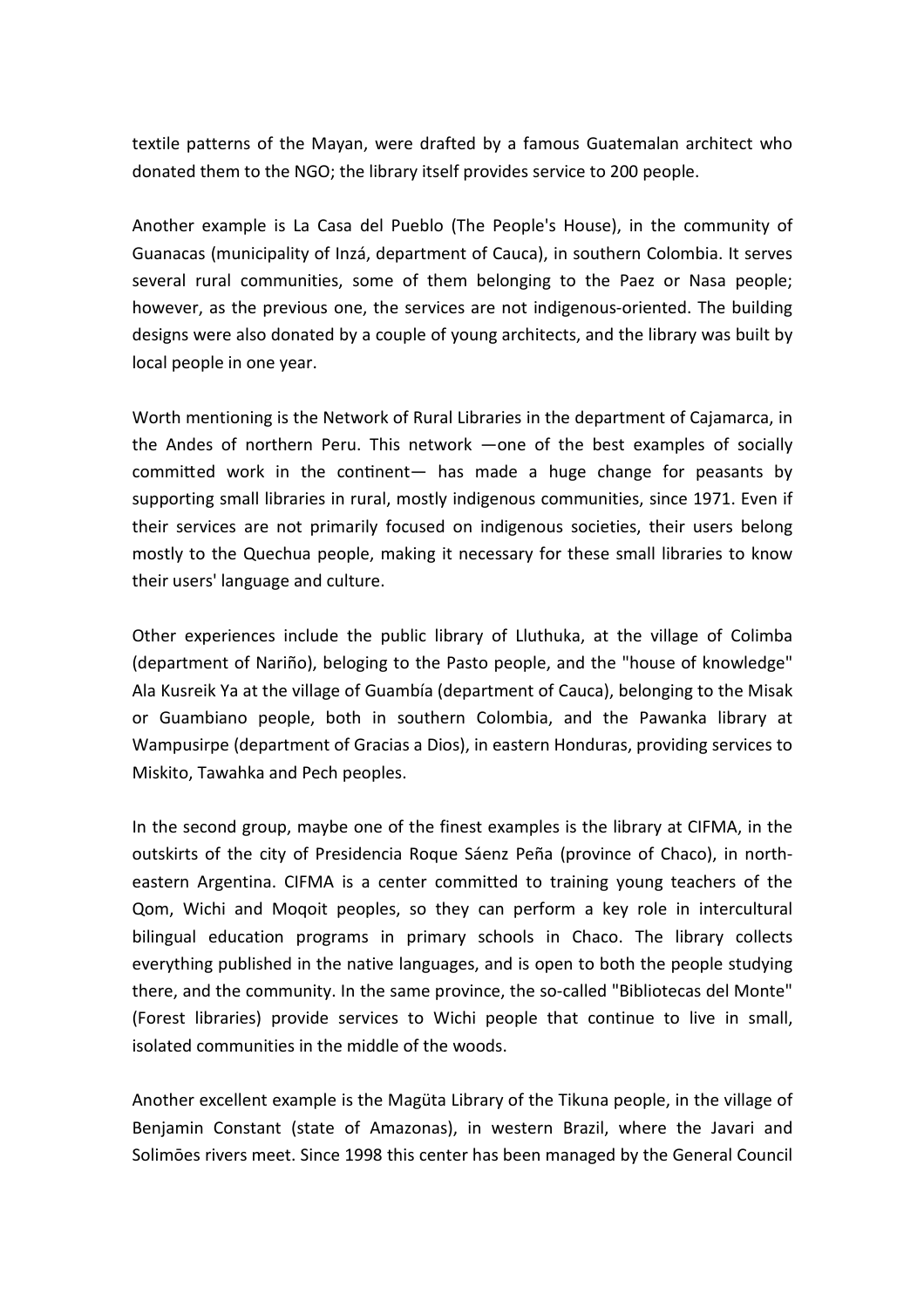textile patterns of the Mayan, were drafted by a famous Guatemalan architect who donated them to the NGO; the library itself provides service to 200 people.

Another example is La Casa del Pueblo (The People's House), in the community of Guanacas (municipality of Inzá, department of Cauca), in southern Colombia. It serves several rural communities, some of them belonging to the Paez or Nasa people; however, as the previous one, the services are not indigenous-oriented. The building designs were also donated by a couple of young architects, and the library was built by local people in one year.

Worth mentioning is the Network of Rural Libraries in the department of Cajamarca, in the Andes of northern Peru. This network —one of the best examples of socially committed work in the continent— has made a huge change for peasants by supporting small libraries in rural, mostly indigenous communities, since 1971. Even if their services are not primarily focused on indigenous societies, their users belong mostly to the Quechua people, making it necessary for these small libraries to know their users' language and culture.

Other experiences include the public library of Lluthuka, at the village of Colimba (department of Nariño), beloging to the Pasto people, and the "house of knowledge" Ala Kusreik Ya at the village of Guambía (department of Cauca), belonging to the Misak or Guambiano people, both in southern Colombia, and the Pawanka library at Wampusirpe (department of Gracias a Dios), in eastern Honduras, providing services to Miskito, Tawahka and Pech peoples.

In the second group, maybe one of the finest examples is the library at CIFMA, in the outskirts of the city of Presidencia Roque Sáenz Peña (province of Chaco), in north-eastern Argentina. CIFMA is a center committed to training young teachers of the Qom, Wichi and Moqoit peoples, so they can perform a key role in intercultural bilingual education programs in primary schools in Chaco. The library collects everything published in the native languages, and is open to both the people studying there, and the community. In the same province, the so-called "Bibliotecas del Monte" (Forest libraries) provide services to Wichi people that continue to live in small, isolated communities in the middle of the woods.

Another excellent example is the Magüta Library of the Tikuna people, in the village of Benjamin Constant (state of Amazonas), in western Brazil, where the Javari and Solimões rivers meet. Since 1998 this center has been managed by the General Council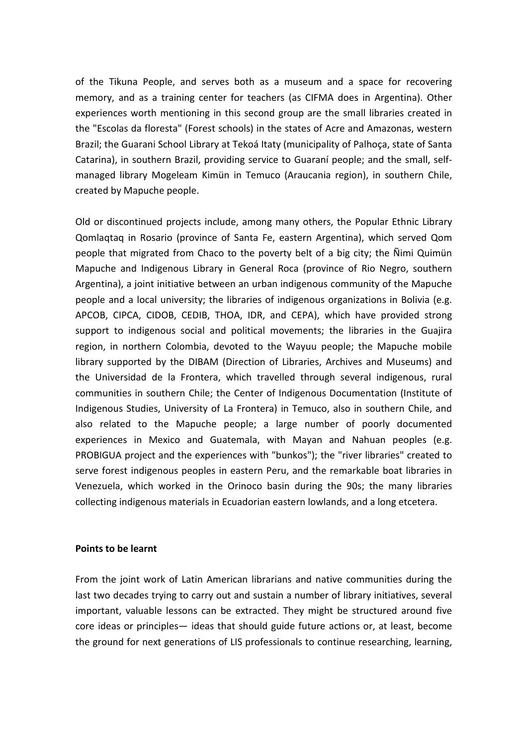of the Tikuna People, and serves both as a museum and a space for recovering memory, and as a training center for teachers (as CIFMA does in Argentina). Other experiences worth mentioning in this second group are the small libraries created in the "Escolas da floresta" (Forest schools) in the states of Acre and Amazonas, western Brazil; the Guarani School Library at Tekoá Itaty (municipality of Palhoça, state of Santa Catarina), in southern Brazil, providing service to Guaraní people; and the small, self-managed library Mogeleam Kimün in Temuco (Araucania region), in southern Chile, created by Mapuche people.

Old or discontinued projects include, among many others, the Popular Ethnic Library Qomlaqtaq in Rosario (province of Santa Fe, eastern Argentina), which served Qom people that migrated from Chaco to the poverty belt of a big city; the Ñimi Quimün Mapuche and Indigenous Library in General Roca (province of Rio Negro, southern Argentina), a joint initiative between an urban indigenous community of the Mapuche people and a local university; the libraries of indigenous organizations in Bolivia (e.g. APCOB, CIPCA, CIDOB, CEDIB, THOA, IDR, and CEPA), which have provided strong support to indigenous social and political movements; the libraries in the Guajira region, in northern Colombia, devoted to the Wayuu people; the Mapuche mobile library supported by the DIBAM (Direction of Libraries, Archives and Museums) and the Universidad de la Frontera, which travelled through several indigenous, rural communities in southern Chile; the Center of Indigenous Documentation (Institute of Indigenous Studies, University of La Frontera) in Temuco, also in southern Chile, and also related to the Mapuche people; a large number of poorly documented experiences in Mexico and Guatemala, with Mayan and Nahuan peoples (e.g. PROBIGUA project and the experiences with "bunkos"); the "river libraries" created to serve forest indigenous peoples in eastern Peru, and the remarkable boat libraries in Venezuela, which worked in the Orinoco basin during the 90s; the many libraries collecting indigenous materials in Ecuadorian eastern lowlands, and a long etcetera.

**Points to be learnt**

From the joint work of Latin American librarians and native communities during the last two decades trying to carry out and sustain a number of library initiatives, several important, valuable lessons can be extracted. They might be structured around five core ideas or principles— ideas that should guide future actions or, at least, become the ground for next generations of LIS professionals to continue researching, learning,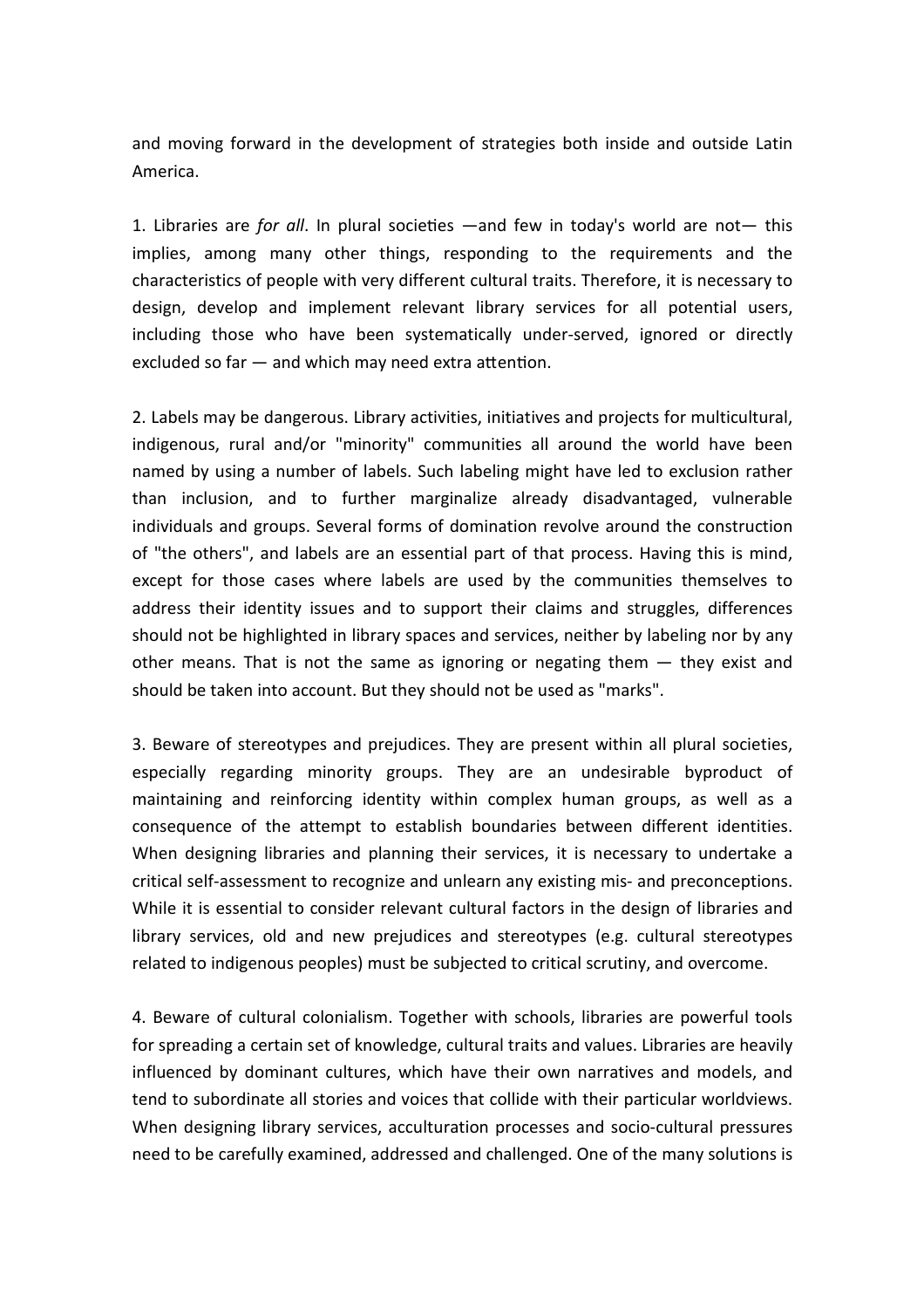and moving forward in the development of strategies both inside and outside Latin America.

1. Libraries are *for all*. In plural societies —and few in today's world are not— this implies, among many other things, responding to the requirements and the characteristics of people with very different cultural traits. Therefore, it is necessary to design, develop and implement relevant library services for all potential users, including those who have been systematically under-served, ignored or directly excluded so far — and which may need extra attention.

2. Labels may be dangerous. Library activities, initiatives and projects for multicultural, indigenous, rural and/or "minority" communities all around the world have been named by using a number of labels. Such labeling might have led to exclusion rather than inclusion, and to further marginalize already disadvantaged, vulnerable individuals and groups. Several forms of domination revolve around the construction of "the others", and labels are an essential part of that process. Having this is mind, except for those cases where labels are used by the communities themselves to address their identity issues and to support their claims and struggles, differences should not be highlighted in library spaces and services, neither by labeling nor by any other means. That is not the same as ignoring or negating them — they exist and should be taken into account. But they should not be used as "marks".

3. Beware of stereotypes and prejudices. They are present within all plural societies, especially regarding minority groups. They are an undesirable byproduct of maintaining and reinforcing identity within complex human groups, as well as a consequence of the attempt to establish boundaries between different identities. When designing libraries and planning their services, it is necessary to undertake a critical self-assessment to recognize and unlearn any existing mis- and preconceptions. While it is essential to consider relevant cultural factors in the design of libraries and library services, old and new prejudices and stereotypes (e.g. cultural stereotypes related to indigenous peoples) must be subjected to critical scrutiny, and overcome.

4. Beware of cultural colonialism. Together with schools, libraries are powerful tools for spreading a certain set of knowledge, cultural traits and values. Libraries are heavily influenced by dominant cultures, which have their own narratives and models, and tend to subordinate all stories and voices that collide with their particular worldviews. When designing library services, acculturation processes and socio-cultural pressures need to be carefully examined, addressed and challenged. One of the many solutions is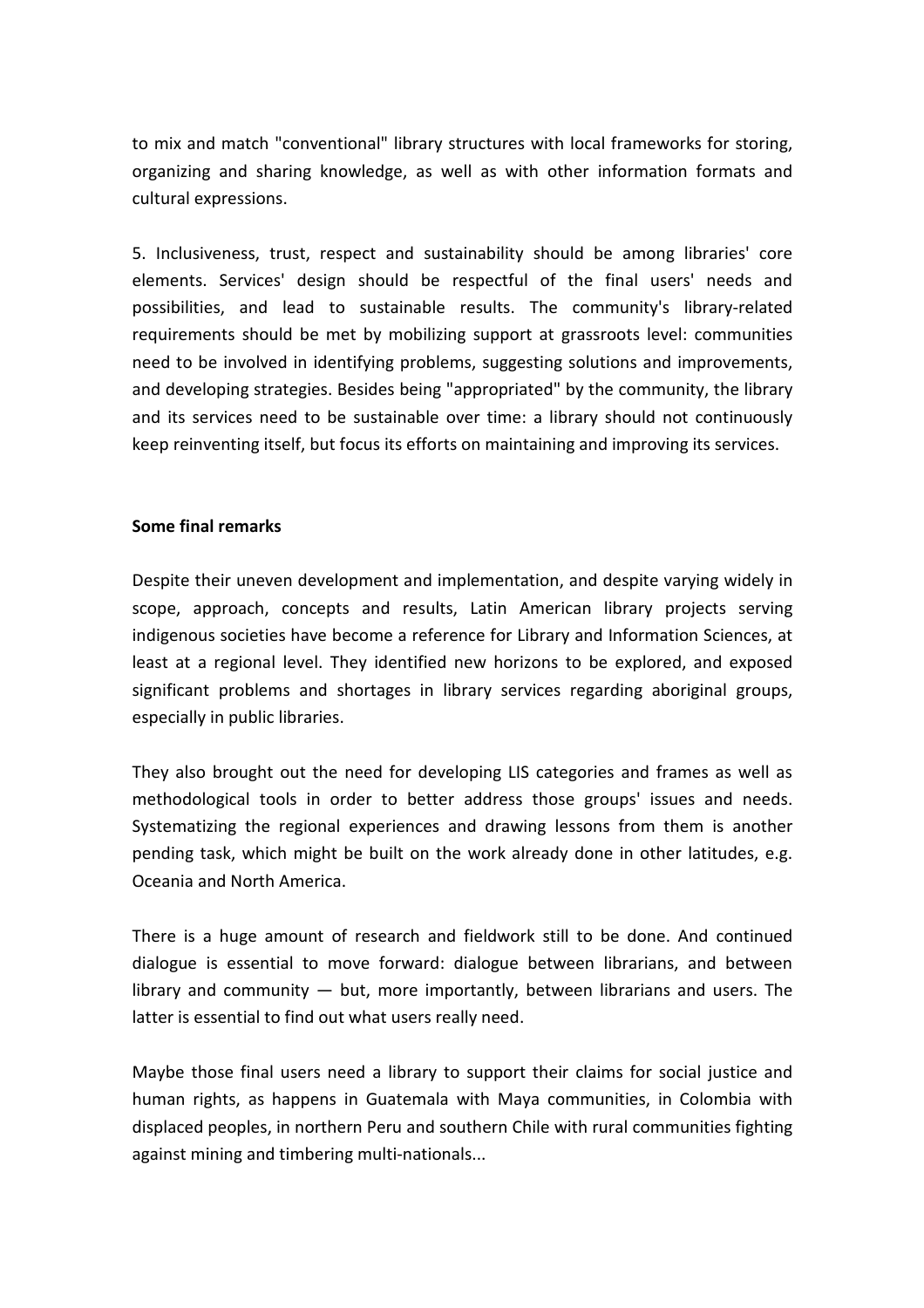to mix and match "conventional" library structures with local frameworks for storing, organizing and sharing knowledge, as well as with other information formats and cultural expressions.

5. Inclusiveness, trust, respect and sustainability should be among libraries' core elements. Services' design should be respectful of the final users' needs and possibilities, and lead to sustainable results. The community's library-related requirements should be met by mobilizing support at grassroots level: communities need to be involved in identifying problems, suggesting solutions and improvements, and developing strategies. Besides being "appropriated" by the community, the library and its services need to be sustainable over time: a library should not continuously keep reinventing itself, but focus its efforts on maintaining and improving its services.

**Some final remarks**

Despite their uneven development and implementation, and despite varying widely in scope, approach, concepts and results, Latin American library projects serving indigenous societies have become a reference for Library and Information Sciences, at least at a regional level. They identified new horizons to be explored, and exposed significant problems and shortages in library services regarding aboriginal groups, especially in public libraries.

They also brought out the need for developing LIS categories and frames as well as methodological tools in order to better address those groups' issues and needs. Systematizing the regional experiences and drawing lessons from them is another pending task, which might be built on the work already done in other latitudes, e.g. Oceania and North America.

There is a huge amount of research and fieldwork still to be done. And continued dialogue is essential to move forward: dialogue between librarians, and between library and community — but, more importantly, between librarians and users. The latter is essential to find out what users really need.

Maybe those final users need a library to support their claims for social justice and human rights, as happens in Guatemala with Maya communities, in Colombia with displaced peoples, in northern Peru and southern Chile with rural communities fighting against mining and timbering multi-nationals...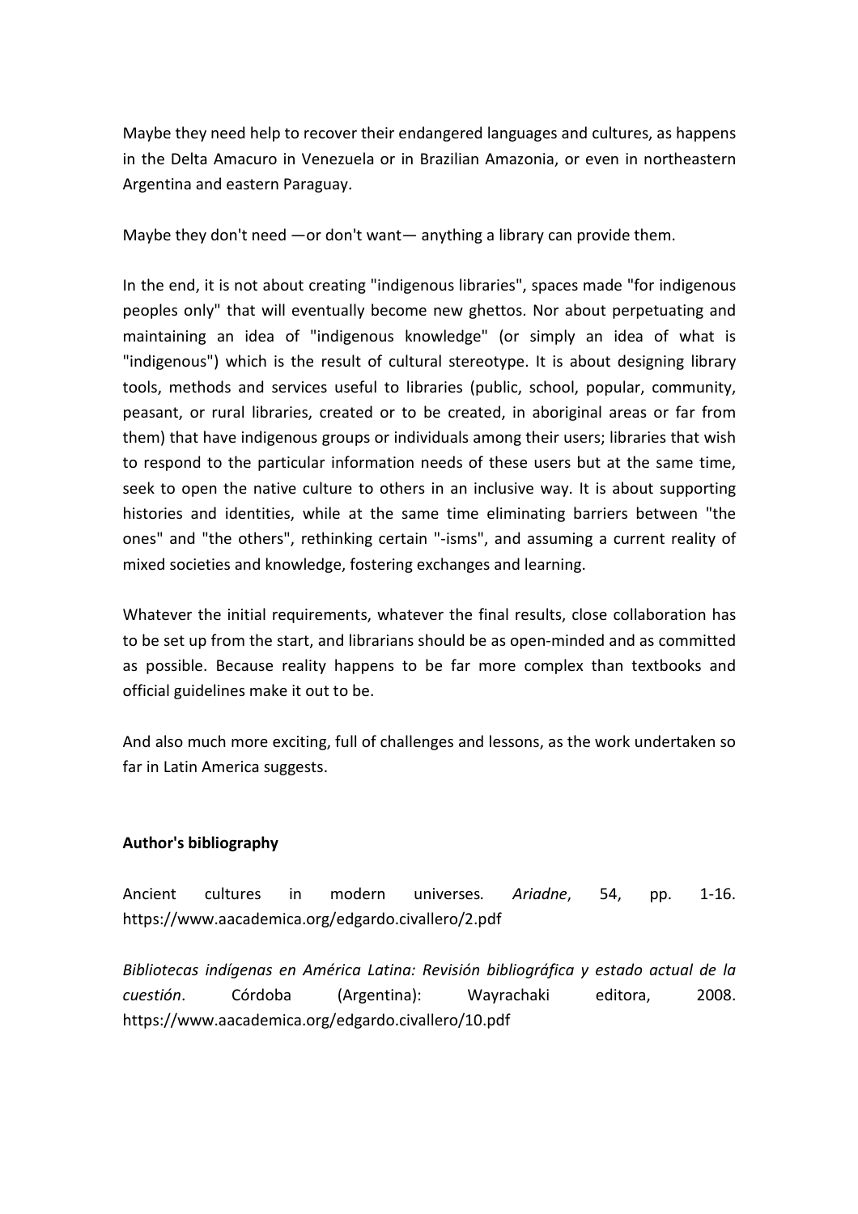Maybe they need help to recover their endangered languages and cultures, as happens in the Delta Amacuro in Venezuela or in Brazilian Amazonia, or even in northeastern Argentina and eastern Paraguay.

Maybe they don't need —or don't want— anything a library can provide them.

In the end, it is not about creating "indigenous libraries", spaces made "for indigenous peoples only" that will eventually become new ghettos. Nor about perpetuating and maintaining an idea of "indigenous knowledge" (or simply an idea of what is "indigenous") which is the result of cultural stereotype. It is about designing library tools, methods and services useful to libraries (public, school, popular, community, peasant, or rural libraries, created or to be created, in aboriginal areas or far from them) that have indigenous groups or individuals among their users; libraries that wish to respond to the particular information needs of these users but at the same time, seek to open the native culture to others in an inclusive way. It is about supporting histories and identities, while at the same time eliminating barriers between "the ones" and "the others", rethinking certain "-isms", and assuming a current reality of mixed societies and knowledge, fostering exchanges and learning.

Whatever the initial requirements, whatever the final results, close collaboration has to be set up from the start, and librarians should be as open-minded and as committed as possible. Because reality happens to be far more complex than textbooks and official guidelines make it out to be.

And also much more exciting, full of challenges and lessons, as the work undertaken so far in Latin America suggests.

**Author's bibliography**

Ancient cultures in modern universes. *Ariadne*, 54, pp. 1-16. https://www.aacademica.org/edgardo.civallero/2.pdf

*Bibliotecas indígenas en América Latina: Revisión bibliográfica y estado actual de la cuestión*. Córdoba (Argentina): Wayrachaki editora, 2008. https://www.aacademica.org/edgardo.civallero/10.pdf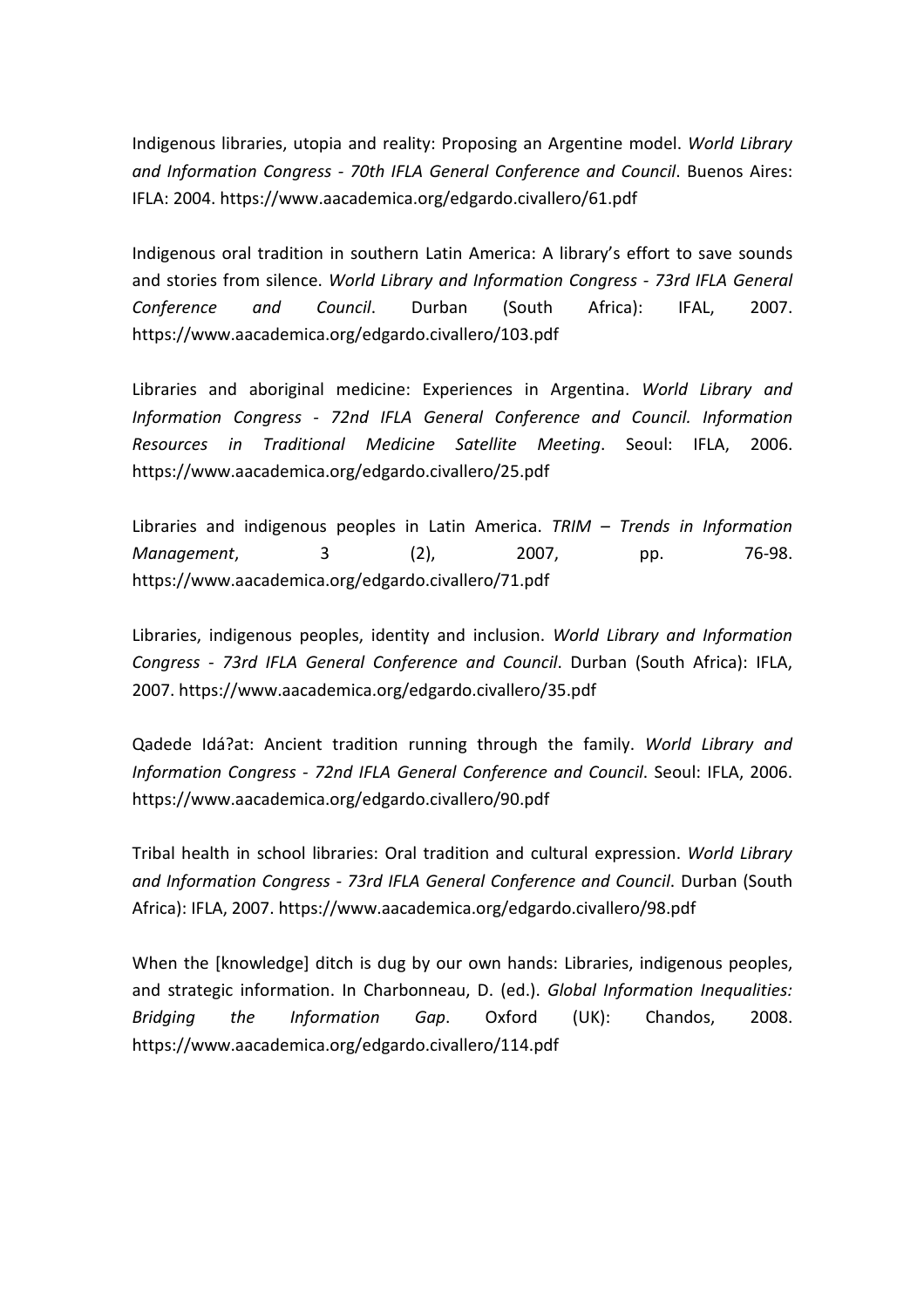Indigenous libraries, utopia and reality: Proposing an Argentine model. *World Library and Information Congress - 70th IFLA General Conference and Council*. Buenos Aires: IFLA: 2004. https://www.aacademica.org/edgardo.civallero/61.pdf

Indigenous oral tradition in southern Latin America: A library's effort to save sounds and stories from silence. *World Library and Information Congress - 73rd IFLA General Conference and Council*. Durban (South Africa): IFAL, 2007. https://www.aacademica.org/edgardo.civallero/103.pdf

Libraries and aboriginal medicine: Experiences in Argentina. *World Library and Information Congress - 72nd IFLA General Conference and Council. Information Resources in Traditional Medicine Satellite Meeting*. Seoul: IFLA, 2006. https://www.aacademica.org/edgardo.civallero/25.pdf

Libraries and indigenous peoples in Latin America. *TRIM – Trends in Information Management*, 3 (2), 2007, pp. 76-98. https://www.aacademica.org/edgardo.civallero/71.pdf

Libraries, indigenous peoples, identity and inclusion. *World Library and Information Congress - 73rd IFLA General Conference and Council*. Durban (South Africa): IFLA, 2007. https://www.aacademica.org/edgardo.civallero/35.pdf

Qadede Idá?at: Ancient tradition running through the family. *World Library and Information Congress - 72nd IFLA General Conference and Council*. Seoul: IFLA, 2006. https://www.aacademica.org/edgardo.civallero/90.pdf

Tribal health in school libraries: Oral tradition and cultural expression. *World Library and Information Congress - 73rd IFLA General Conference and Council*. Durban (South Africa): IFLA, 2007. https://www.aacademica.org/edgardo.civallero/98.pdf

When the [knowledge] ditch is dug by our own hands: Libraries, indigenous peoples, and strategic information. In Charbonneau, D. (ed.). *Global Information Inequalities: Bridging the Information Gap*. Oxford (UK): Chandos, 2008. https://www.aacademica.org/edgardo.civallero/114.pdf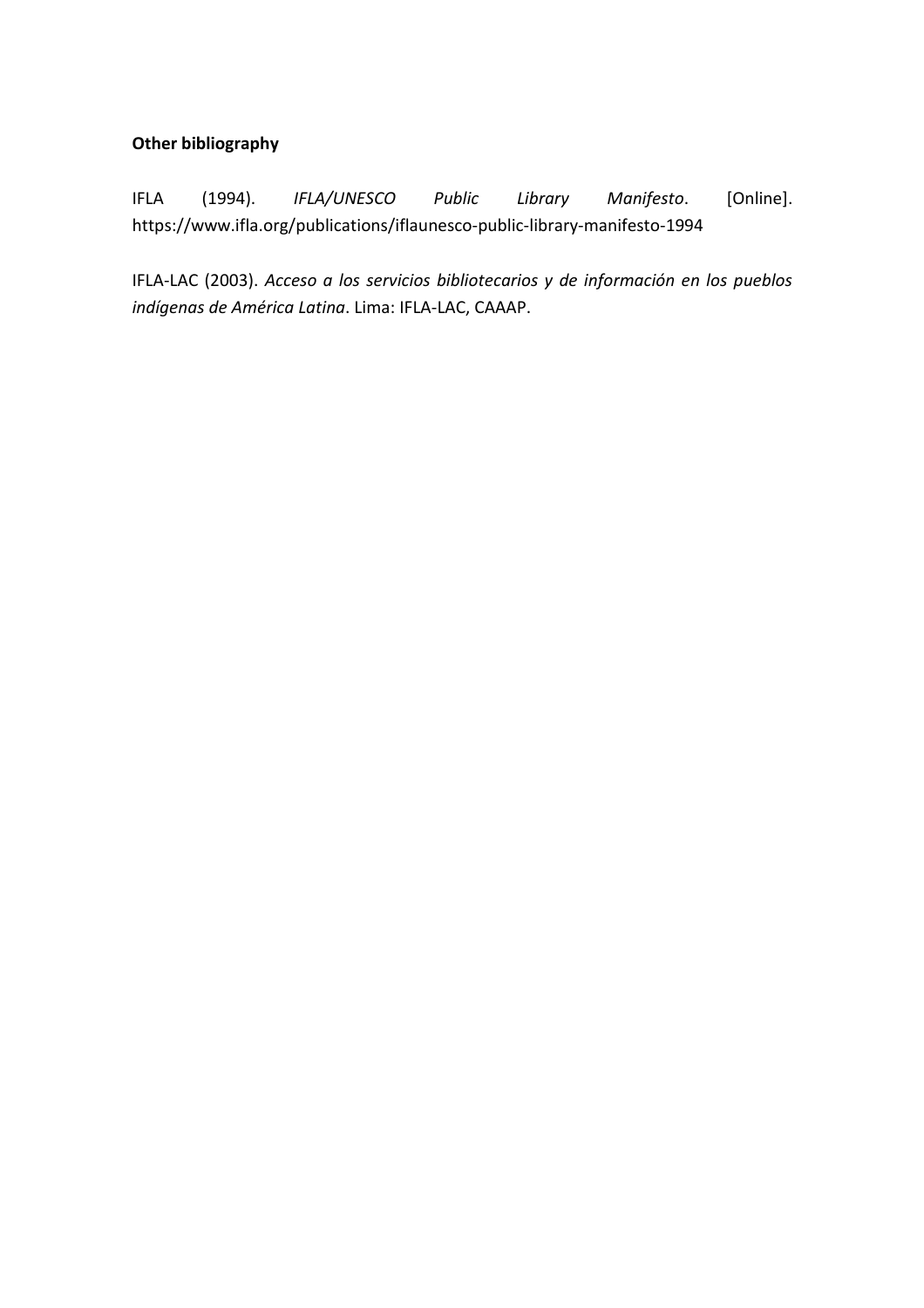**Other bibliography**

IFLA (1994). *IFLA/UNESCO Public Library Manifesto*. [Online]. https://www.ifla.org/publications/iflaunesco-public-library-manifesto-1994

IFLA-LAC (2003). *Acceso a los servicios bibliotecarios y de información en los pueblos indígenas de América Latina*. Lima: IFLA-LAC, CAAAP.